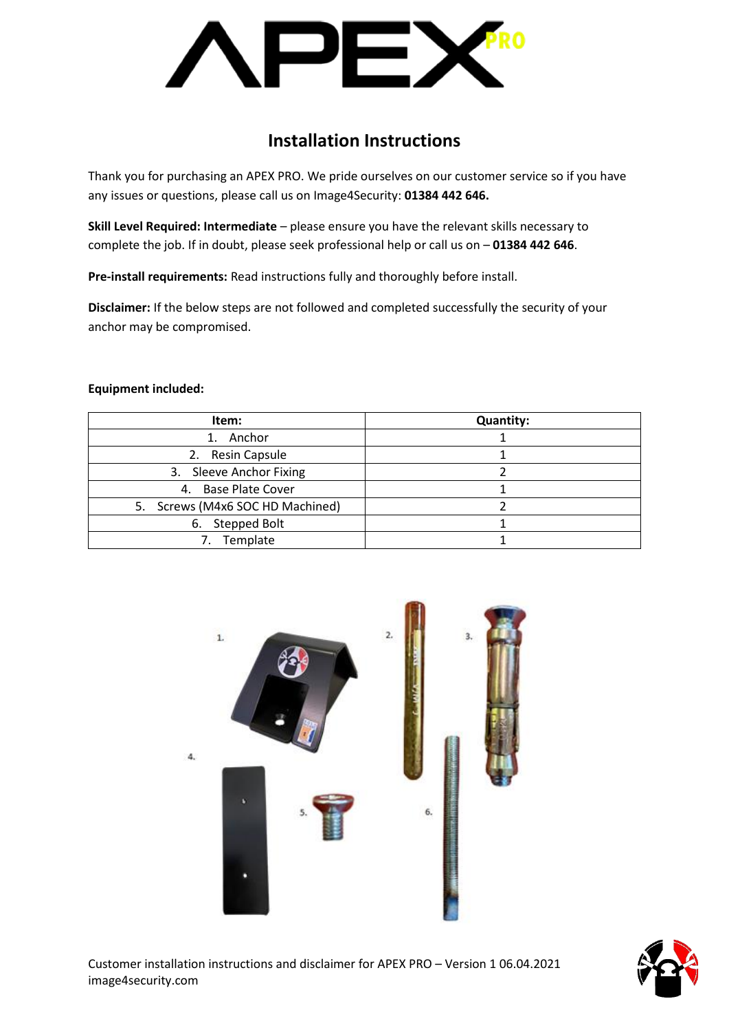# Installation Instructions

Thank you for purchasing an APEX PRO. We pride ourselves on our customer service so if you have any issues or questions, please call us on Image4Security: **01384 442 646.**

**Skill Level Required: Intermediate** – please ensure you have the relevant skills necessary to complete the job. If in doubt, please seek professional help or call us on – **01384 442 646**.

**Pre-install requirements:** Read instructions fully and thoroughly before install.

**Disclaimer:** If the below steps are not followed and completed successfully the security of your anchor may be compromised.

**Equipment included:**

| Item: | Quantity: |
| --- | --- |
| 1. Anchor | 1 |
| 2. Resin Capsule | 1 |
| 3. Sleeve Anchor Fixing | 2 |
| 4. Base Plate Cover | 1 |
| 5. Screws (M4x6 SOC HD Machined) | 2 |
| 6. Stepped Bolt | 1 |
| 7. Template | 1 |

Customer installation instructions and disclaimer for APEX PRO – Version 1 06.04.2021
image4security.com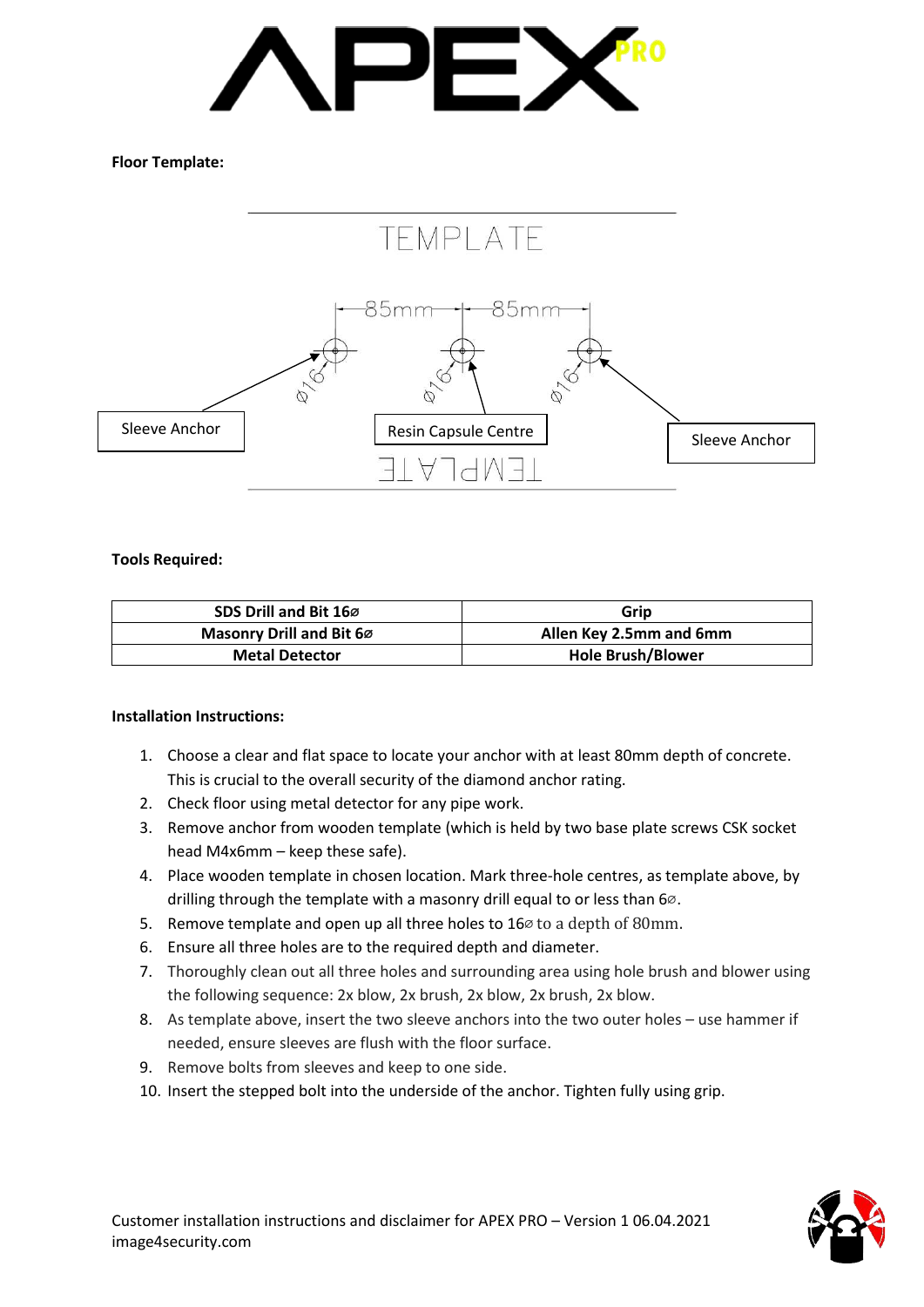**Floor Template:**

TEMPLATE

85mm — 85mm

Ø16 Ø16 Ø16

Sleeve Anchor | Resin Capsule Centre | Sleeve Anchor

TEMPLATE

**Tools Required:**

| SDS Drill and Bit 16⌀ | Grip |
|---|---|
| Masonry Drill and Bit 6⌀ | Allen Key 2.5mm and 6mm |
| Metal Detector | Hole Brush/Blower |

**Installation Instructions:**

1. Choose a clear and flat space to locate your anchor with at least 80mm depth of concrete. This is crucial to the overall security of the diamond anchor rating.
2. Check floor using metal detector for any pipe work.
3. Remove anchor from wooden template (which is held by two base plate screws CSK socket head M4x6mm – keep these safe).
4. Place wooden template in chosen location. Mark three-hole centres, as template above, by drilling through the template with a masonry drill equal to or less than 6⌀.
5. Remove template and open up all three holes to 16⌀ to a depth of 80mm.
6. Ensure all three holes are to the required depth and diameter.
7. Thoroughly clean out all three holes and surrounding area using hole brush and blower using the following sequence: 2x blow, 2x brush, 2x blow, 2x brush, 2x blow.
8. As template above, insert the two sleeve anchors into the two outer holes – use hammer if needed, ensure sleeves are flush with the floor surface.
9. Remove bolts from sleeves and keep to one side.
10. Insert the stepped bolt into the underside of the anchor. Tighten fully using grip.

Customer installation instructions and disclaimer for APEX PRO – Version 1 06.04.2021
image4security.com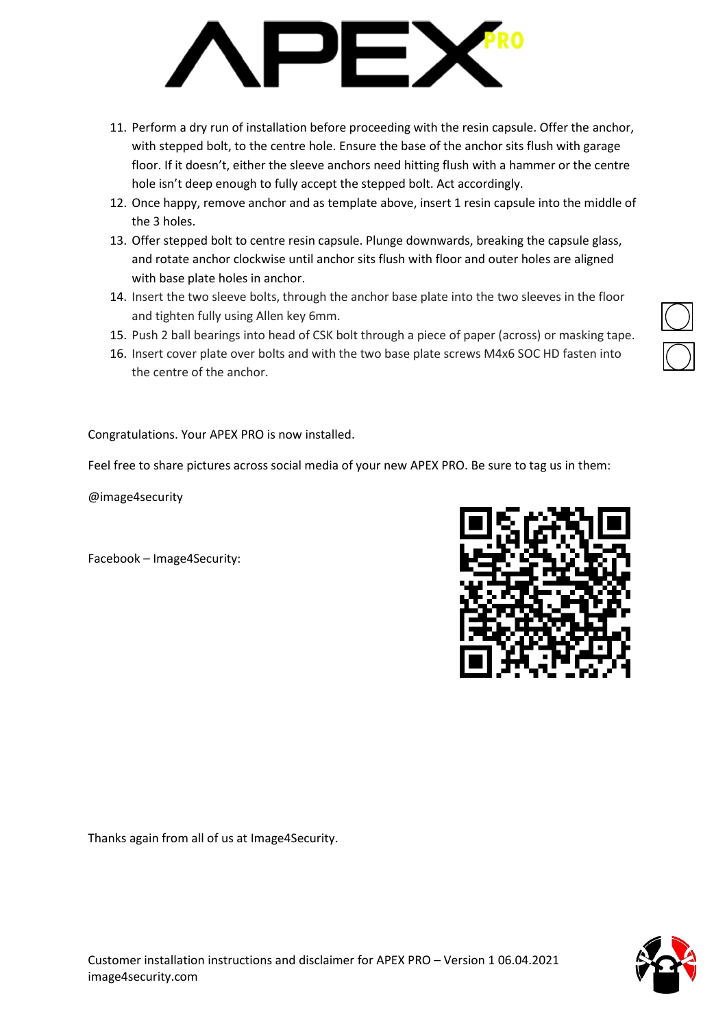11. Perform a dry run of installation before proceeding with the resin capsule. Offer the anchor, with stepped bolt, to the centre hole. Ensure the base of the anchor sits flush with garage floor. If it doesn't, either the sleeve anchors need hitting flush with a hammer or the centre hole isn't deep enough to fully accept the stepped bolt. Act accordingly.
12. Once happy, remove anchor and as template above, insert 1 resin capsule into the middle of the 3 holes.
13. Offer stepped bolt to centre resin capsule. Plunge downwards, breaking the capsule glass, and rotate anchor clockwise until anchor sits flush with floor and outer holes are aligned with base plate holes in anchor.
14. Insert the two sleeve bolts, through the anchor base plate into the two sleeves in the floor and tighten fully using Allen key 6mm.
15. Push 2 ball bearings into head of CSK bolt through a piece of paper (across) or masking tape.
16. Insert cover plate over bolts and with the two base plate screws M4x6 SOC HD fasten into the centre of the anchor.

Congratulations. Your APEX PRO is now installed.

Feel free to share pictures across social media of your new APEX PRO. Be sure to tag us in them:

@image4security

Facebook – Image4Security:

Thanks again from all of us at Image4Security.

Customer installation instructions and disclaimer for APEX PRO – Version 1 06.04.2021
image4security.com